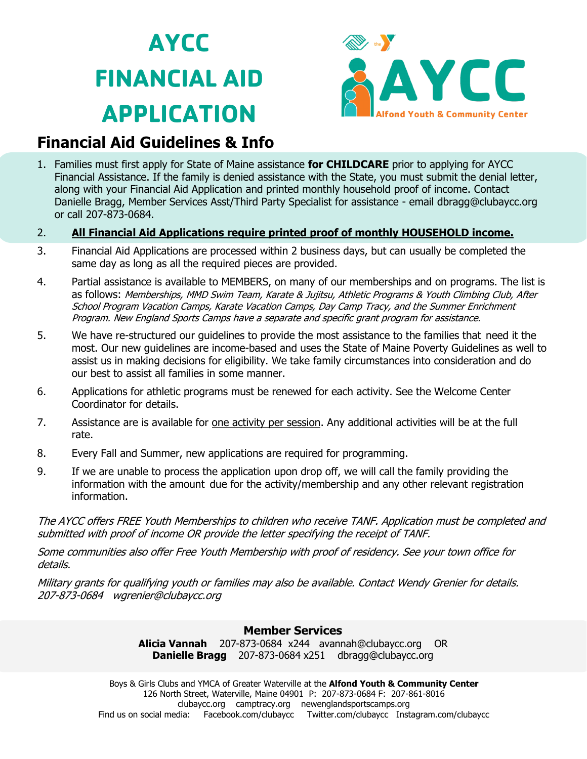# AYCC FINANCIAL AID APPLICATION

AYCC
Alfond Youth & Community Center

## Financial Aid Guidelines & Info

1. Families must first apply for State of Maine assistance **for CHILDCARE** prior to applying for AYCC Financial Assistance. If the family is denied assistance with the State, you must submit the denial letter, along with your Financial Aid Application and printed monthly household proof of income. Contact Danielle Bragg, Member Services Asst/Third Party Specialist for assistance - email dbragg@clubaycc.org or call 207-873-0684.
2. **All Financial Aid Applications require printed proof of monthly HOUSEHOLD income.**
3. Financial Aid Applications are processed within 2 business days, but can usually be completed the same day as long as all the required pieces are provided.
4. Partial assistance is available to MEMBERS, on many of our memberships and on programs. The list is as follows: *Memberships, MMD Swim Team, Karate & Jujitsu, Athletic Programs & Youth Climbing Club, After School Program Vacation Camps, Karate Vacation Camps, Day Camp Tracy, and the Summer Enrichment Program. New England Sports Camps have a separate and specific grant program for assistance.*
5. We have re-structured our guidelines to provide the most assistance to the families that need it the most. Our new guidelines are income-based and uses the State of Maine Poverty Guidelines as well to assist us in making decisions for eligibility. We take family circumstances into consideration and do our best to assist all families in some manner.
6. Applications for athletic programs must be renewed for each activity. See the Welcome Center Coordinator for details.
7. Assistance are is available for one activity per session. Any additional activities will be at the full rate.
8. Every Fall and Summer, new applications are required for programming.
9. If we are unable to process the application upon drop off, we will call the family providing the information with the amount due for the activity/membership and any other relevant registration information.

*The AYCC offers FREE Youth Memberships to children who receive TANF. Application must be completed and submitted with proof of income OR provide the letter specifying the receipt of TANF.*

*Some communities also offer Free Youth Membership with proof of residency. See your town office for details.*

*Military grants for qualifying youth or families may also be available. Contact Wendy Grenier for details. 207-873-0684 wgrenier@clubaycc.org*

**Member Services**

**Alicia Vannah** 207-873-0684 x244 avannah@clubaycc.org OR
**Danielle Bragg** 207-873-0684 x251 dbragg@clubaycc.org

Boys & Girls Clubs and YMCA of Greater Waterville at the **Alfond Youth & Community Center**
126 North Street, Waterville, Maine 04901 P: 207-873-0684 F: 207-861-8016
clubaycc.org camptracy.org newenglandsportscamps.org
Find us on social media: Facebook.com/clubaycc Twitter.com/clubaycc Instagram.com/clubaycc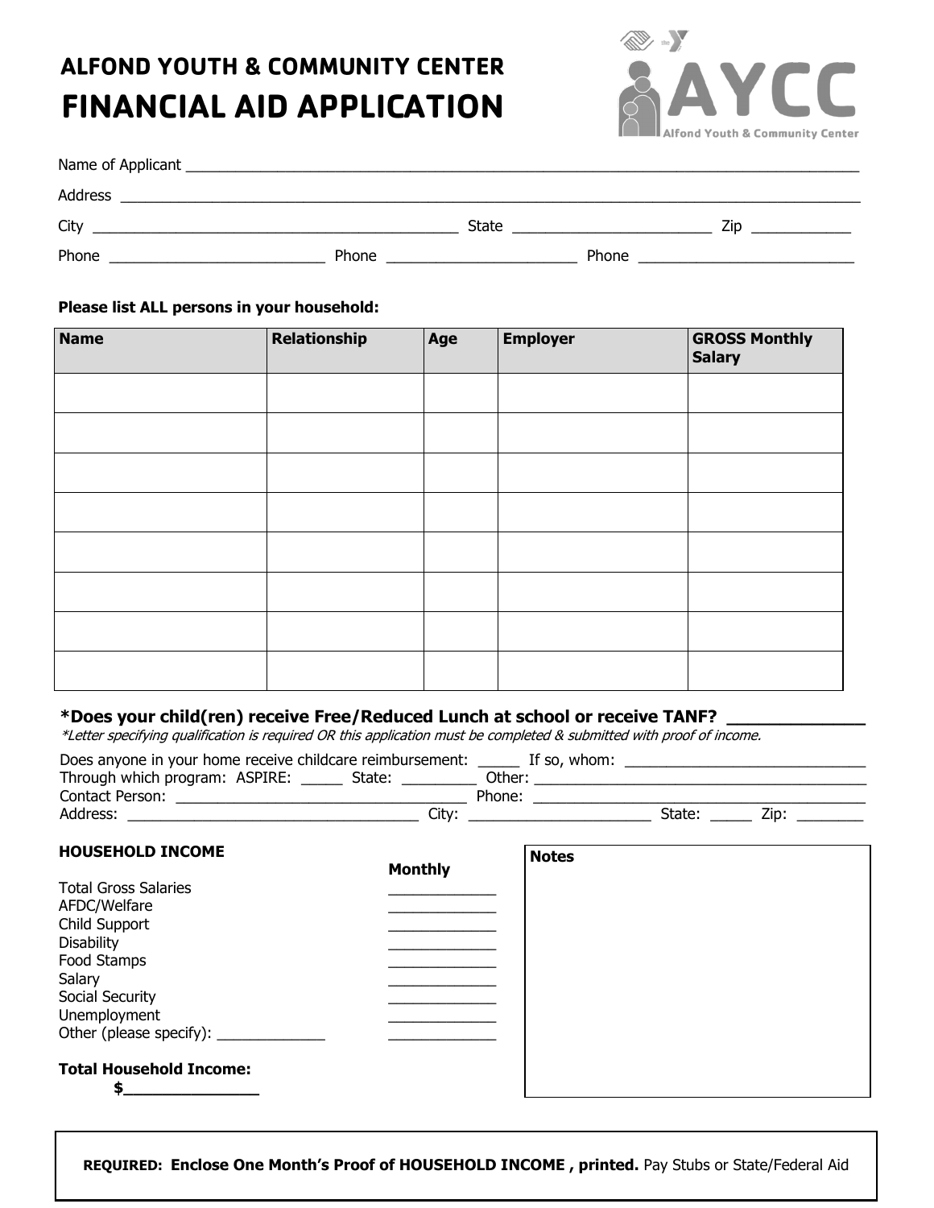# ALFOND YOUTH & COMMUNITY CENTER
# FINANCIAL AID APPLICATION

Name of Applicant ____________________________________________

Address ____________________________________________

City ______________________ State ____________ Zip ________

Phone ______________ Phone ______________ Phone ______________

**Please list ALL persons in your household:**

| Name | Relationship | Age | Employer | GROSS Monthly Salary |
|---|---|---|---|---|
| | | | | |
| | | | | |
| | | | | |
| | | | | |
| | | | | |
| | | | | |
| | | | | |
| | | | | |

**\*Does your child(ren) receive Free/Reduced Lunch at school or receive TANF? ____________**

*\*Letter specifying qualification is required OR this application must be completed & submitted with proof of income.*

Does anyone in your home receive childcare reimbursement: _____ If so, whom: ______________________

Through which program: ASPIRE: _____ State: _________ Other: ______________________

Contact Person: ______________________ Phone: ______________________

Address: ______________________ City: ______________ State: _____ Zip: ________

**HOUSEHOLD INCOME**

| | **Monthly** |
|---|---|
| Total Gross Salaries | ____________ |
| AFDC/Welfare | ____________ |
| Child Support | ____________ |
| Disability | ____________ |
| Food Stamps | ____________ |
| Salary | ____________ |
| Social Security | ____________ |
| Unemployment | ____________ |
| Other (please specify): ____________ | ____________ |

**Total Household Income:**
**$______________**

**Notes**

**REQUIRED: Enclose One Month's Proof of HOUSEHOLD INCOME , printed.** Pay Stubs or State/Federal Aid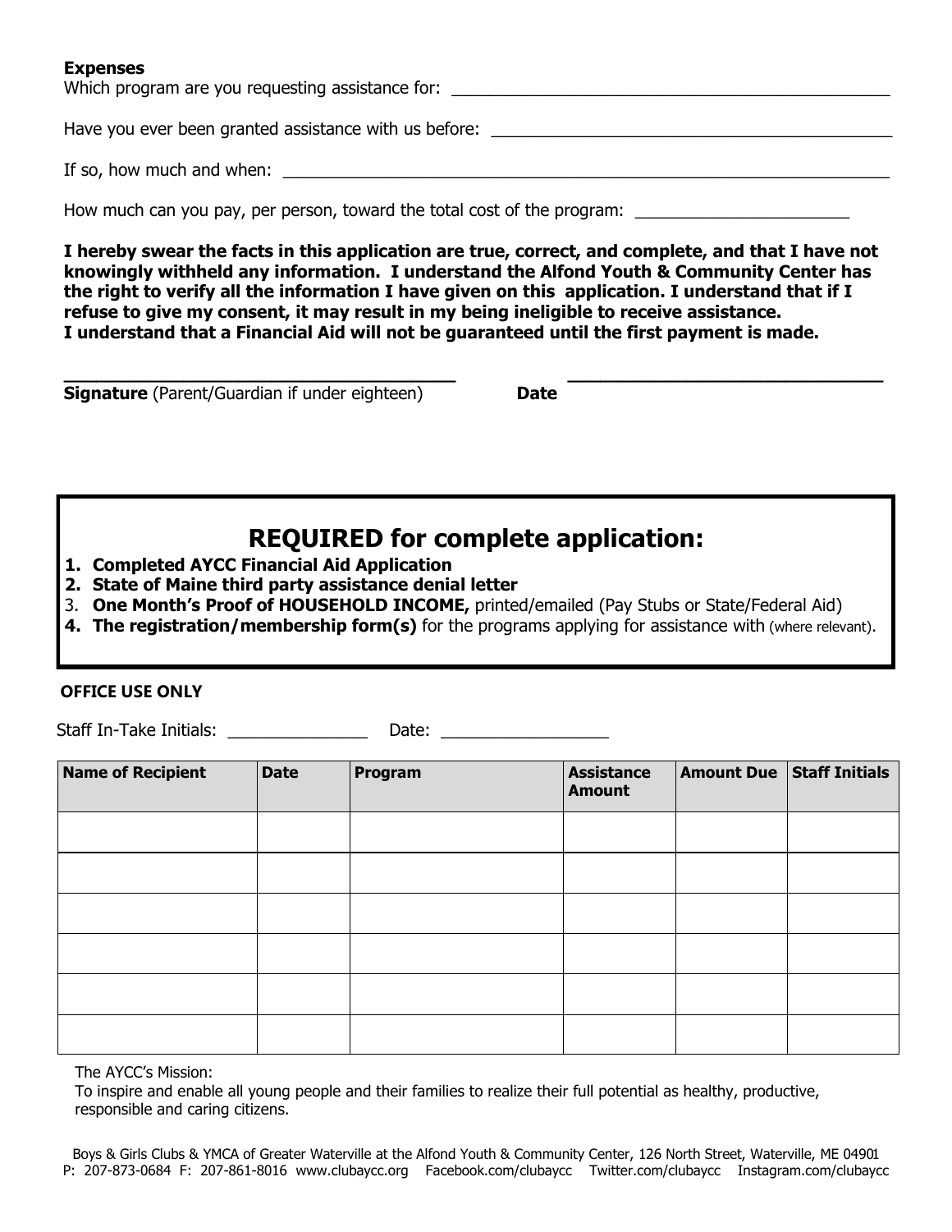**Expenses**

Which program are you requesting assistance for: ___________________________________________

Have you ever been granted assistance with us before: ___________________________________________

If so, how much and when: ___________________________________________

How much can you pay, per person, toward the total cost of the program: ______________________

**I hereby swear the facts in this application are true, correct, and complete, and that I have not knowingly withheld any information. I understand the Alfond Youth & Community Center has the right to verify all the information I have given on this application. I understand that if I refuse to give my consent, it may result in my being ineligible to receive assistance.**
**I understand that a Financial Aid will not be guaranteed until the first payment is made.**

_______________________________________ _______________________________
**Signature** (Parent/Guardian if under eighteen) **Date**

## REQUIRED for complete application:

1. **Completed AYCC Financial Aid Application**
2. **State of Maine third party assistance denial letter**
3. **One Month's Proof of HOUSEHOLD INCOME,** printed/emailed (Pay Stubs or State/Federal Aid)
4. **The registration/membership form(s)** for the programs applying for assistance with (where relevant).

**OFFICE USE ONLY**

Staff In-Take Initials: _______________ Date: _________________

| Name of Recipient | Date | Program | Assistance Amount | Amount Due | Staff Initials |
|---|---|---|---|---|---|
| | | | | | |
| | | | | | |
| | | | | | |
| | | | | | |
| | | | | | |
| | | | | | |

The AYCC's Mission:
To inspire and enable all young people and their families to realize their full potential as healthy, productive, responsible and caring citizens.

Boys & Girls Clubs & YMCA of Greater Waterville at the Alfond Youth & Community Center, 126 North Street, Waterville, ME 04901
P: 207-873-0684 F: 207-861-8016 www.clubaycc.org Facebook.com/clubaycc Twitter.com/clubaycc Instagram.com/clubaycc